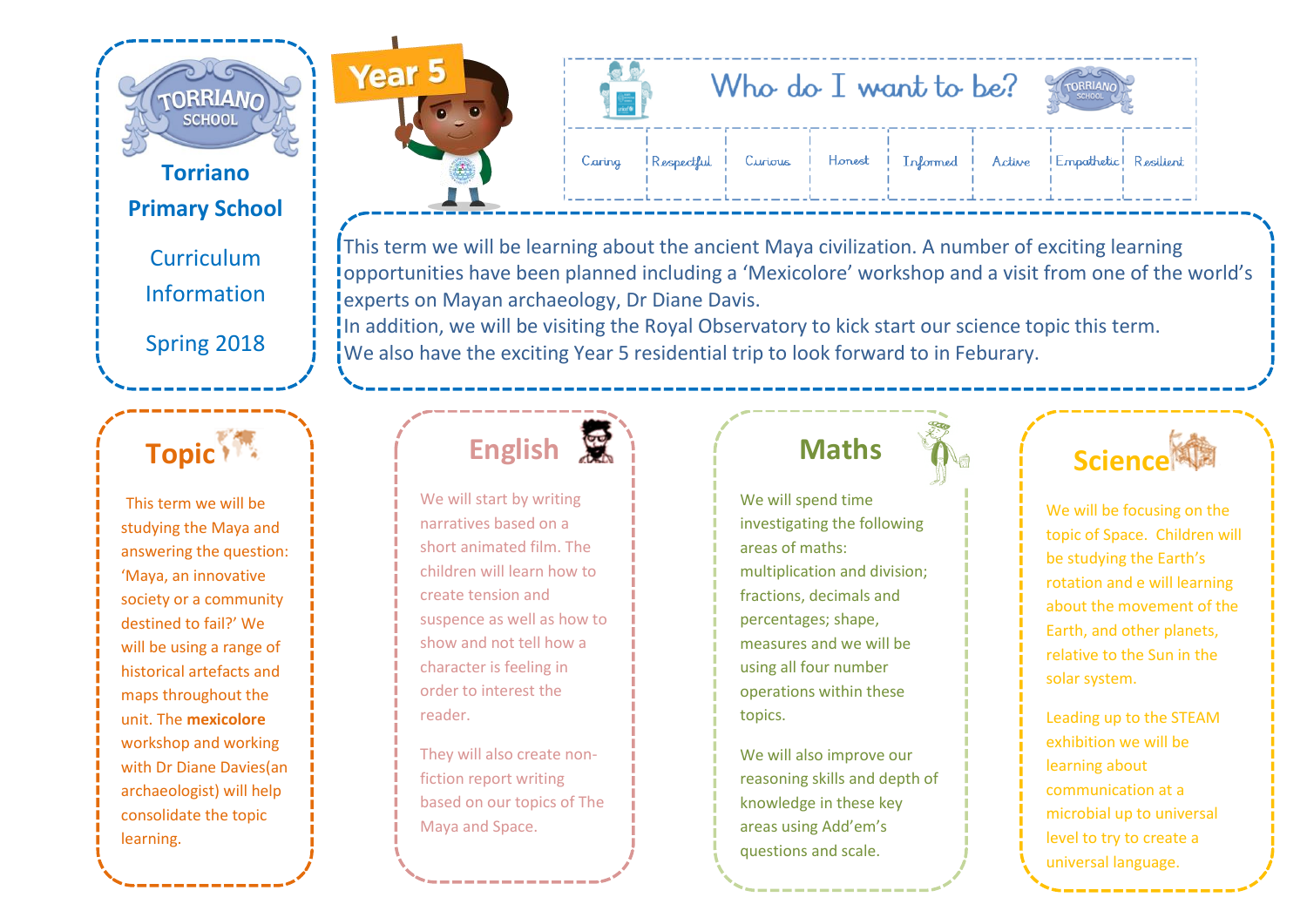# Torriano Primary School

## Curriculum Information

## Spring 2018

**Year 5**

## Who do I want to be?

| Caring | Respectful | Curious | Honest | Informed | Active | Empathetic | Resilient |
|---|---|---|---|---|---|---|---|

This term we will be learning about the ancient Maya civilization. A number of exciting learning opportunities have been planned including a 'Mexicolore' workshop and a visit from one of the world's experts on Mayan archaeology, Dr Diane Davis.
In addition, we will be visiting the Royal Observatory to kick start our science topic this term.
We also have the exciting Year 5 residential trip to look forward to in Feburary.

### Topic

This term we will be studying the Maya and answering the question: 'Maya, an innovative society or a community destined to fail?' We will be using a range of historical artefacts and maps throughout the unit. The **mexicolore** workshop and working with Dr Diane Davies(an archaeologist) will help consolidate the topic learning.

### English

We will start by writing narratives based on a short animated film. The children will learn how to create tension and suspence as well as how to show and not tell how a character is feeling in order to interest the reader.

They will also create non-fiction report writing based on our topics of The Maya and Space.

### Maths

We will spend time investigating the following areas of maths: multiplication and division; fractions, decimals and percentages; shape, measures and we will be using all four number operations within these topics.

We will also improve our reasoning skills and depth of knowledge in these key areas using Add'em's questions and scale.

### Science

We will be focusing on the topic of Space. Children will be studying the Earth's rotation and e will learning about the movement of the Earth, and other planets, relative to the Sun in the solar system.

Leading up to the STEAM exhibition we will be learning about communication at a microbial up to universal level to try to create a universal language.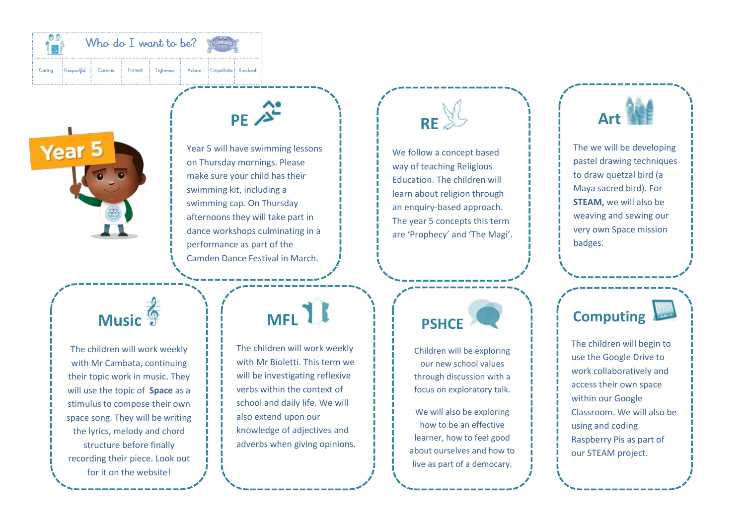Who do I want to be?

| Caring | Respectful | Curious | Honest | Informed | Active | Empathetic | Resilient |
| --- | --- | --- | --- | --- | --- | --- | --- |

Year 5

## PE

Year 5 will have swimming lessons on Thursday mornings. Please make sure your child has their swimming kit, including a swimming cap. On Thursday afternoons they will take part in dance workshops culminating in a performance as part of the Camden Dance Festival in March.

## RE

We follow a concept based way of teaching Religious Education. The children will learn about religion through an enquiry-based approach. The year 5 concepts this term are 'Prophecy' and 'The Magi'.

## Art

The we will be developing pastel drawing techniques to draw quetzal bird (a Maya sacred bird). For **STEAM,** we will also be weaving and sewing our very own Space mission badges.

## Music

The children will work weekly with Mr Cambata, continuing their topic work in music. They will use the topic of **Space** as a stimulus to compose their own space song. They will be writing the lyrics, melody and chord structure before finally recording their piece. Look out for it on the website!

## MFL

The children will work weekly with Mr Bioletti. This term we will be investigating reflexive verbs within the context of school and daily life. We will also extend upon our knowledge of adjectives and adverbs when giving opinions.

## PSHCE

Children will be exploring our new school values through discussion with a focus on exploratory talk.

We will also be exploring how to be an effective learner, how to feel good about ourselves and how to live as part of a democracy.

## Computing

The children will begin to use the Google Drive to work collaboratively and access their own space within our Google Classroom. We will also be using and coding Raspberry Pis as part of our STEAM project.